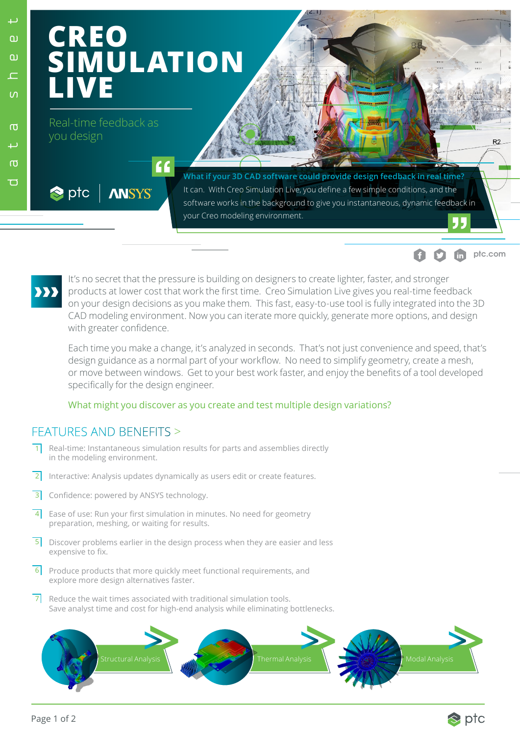data sheet

# CREO SIMULATION LIVE

Real-time feedback as you design

ptc | ANSYS

**What if your 3D CAD software could provide design feedback in real time?**

It can. With Creo Simulation Live, you define a few simple conditions, and the software works in the background to give you instantaneous, dynamic feedback in your Creo modeling environment.

ptc.com

It's no secret that the pressure is building on designers to create lighter, faster, and stronger products at lower cost that work the first time. Creo Simulation Live gives you real-time feedback on your design decisions as you make them. This fast, easy-to-use tool is fully integrated into the 3D CAD modeling environment. Now you can iterate more quickly, generate more options, and design with greater confidence.

Each time you make a change, it's analyzed in seconds. That's not just convenience and speed, that's design guidance as a normal part of your workflow. No need to simplify geometry, create a mesh, or move between windows. Get to your best work faster, and enjoy the benefits of a tool developed specifically for the design engineer.

What might you discover as you create and test multiple design variations?

## FEATURES AND BENEFITS >

1. Real-time: Instantaneous simulation results for parts and assemblies directly in the modeling environment.
2. Interactive: Analysis updates dynamically as users edit or create features.
3. Confidence: powered by ANSYS technology.
4. Ease of use: Run your first simulation in minutes. No need for geometry preparation, meshing, or waiting for results.
5. Discover problems earlier in the design process when they are easier and less expensive to fix.
6. Produce products that more quickly meet functional requirements, and explore more design alternatives faster.
7. Reduce the wait times associated with traditional simulation tools. Save analyst time and cost for high-end analysis while eliminating bottlenecks.

Structural Analysis

Thermal Analysis

Modal Analysis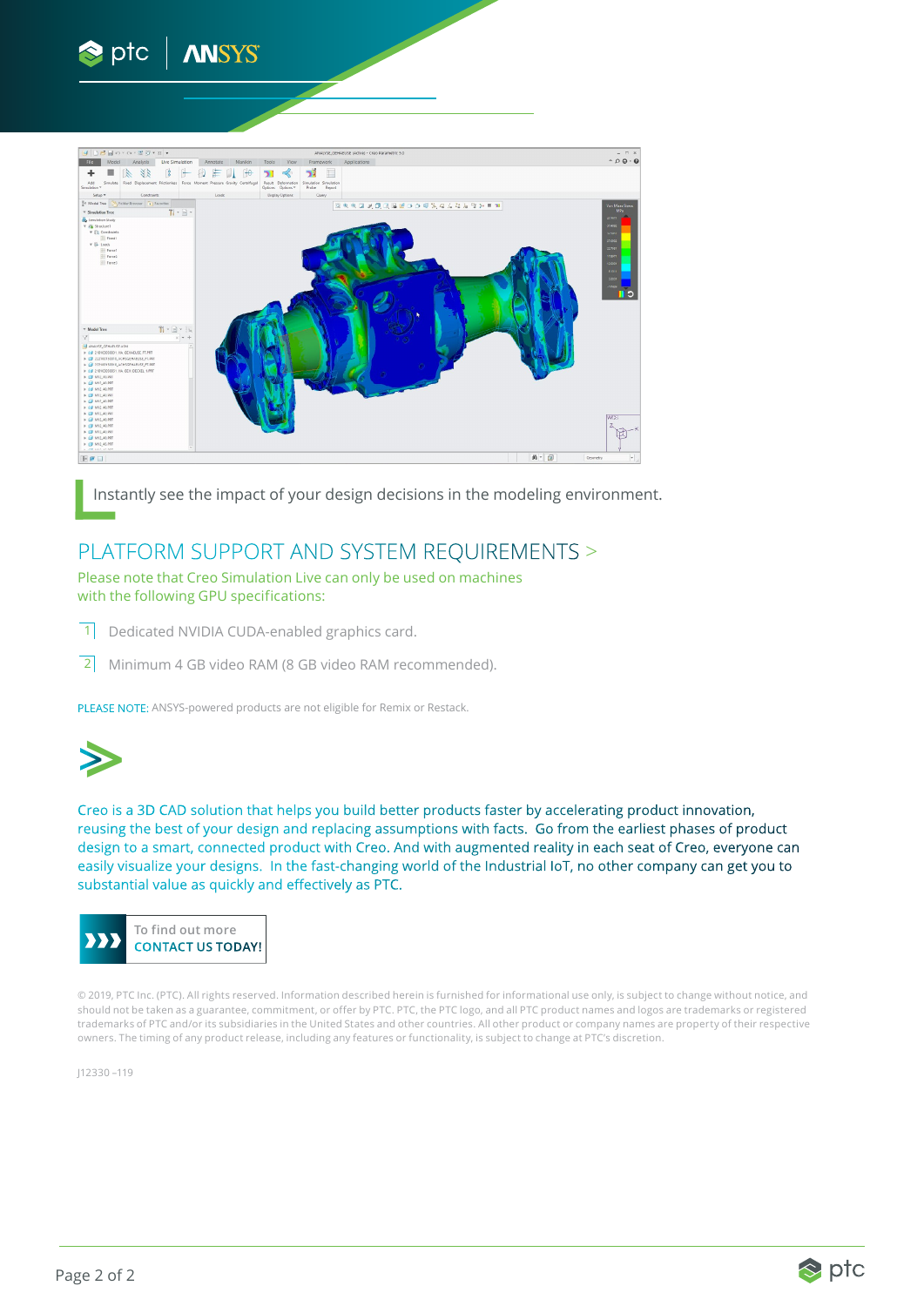Instantly see the impact of your design decisions in the modeling environment.

## PLATFORM SUPPORT AND SYSTEM REQUIREMENTS >

Please note that Creo Simulation Live can only be used on machines with the following GPU specifications:

1. Dedicated NVIDIA CUDA-enabled graphics card.
2. Minimum 4 GB video RAM (8 GB video RAM recommended).

PLEASE NOTE: ANSYS-powered products are not eligible for Remix or Restack.

Creo is a 3D CAD solution that helps you build better products faster by accelerating product innovation, reusing the best of your design and replacing assumptions with facts. Go from the earliest phases of product design to a smart, connected product with Creo. And with augmented reality in each seat of Creo, everyone can easily visualize your designs. In the fast-changing world of the Industrial IoT, no other company can get you to substantial value as quickly and effectively as PTC.

To find out more
**CONTACT US TODAY!**

© 2019, PTC Inc. (PTC). All rights reserved. Information described herein is furnished for informational use only, is subject to change without notice, and should not be taken as a guarantee, commitment, or offer by PTC. PTC, the PTC logo, and all PTC product names and logos are trademarks or registered trademarks of PTC and/or its subsidiaries in the United States and other countries. All other product or company names are property of their respective owners. The timing of any product release, including any features or functionality, is subject to change at PTC's discretion.

J12330 –119